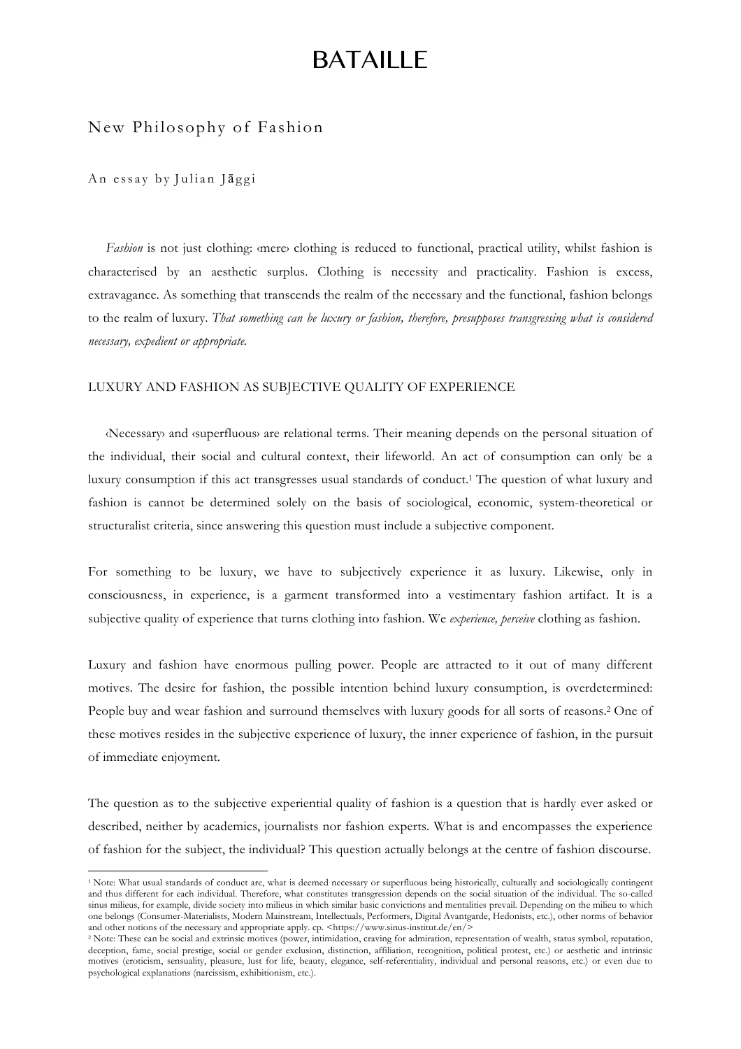# BATAILLE

## New Philosophy of Fashion

An essay by Julian Jāggi

*Fashion* is not just clothing: ‹mere› clothing is reduced to functional, practical utility, whilst fashion is characterised by an aesthetic surplus. Clothing is necessity and practicality. Fashion is excess, extravagance. As something that transcends the realm of the necessary and the functional, fashion belongs to the realm of luxury. *That something can be luxury or fashion, therefore, presupposes transgressing what is considered necessary, expedient or appropriate.*

### LUXURY AND FASHION AS SUBJECTIVE QUALITY OF EXPERIENCE

‹Necessary› and ‹superfluous› are relational terms. Their meaning depends on the personal situation of the individual, their social and cultural context, their lifeworld. An act of consumption can only be a luxury consumption if this act transgresses usual standards of conduct.[1] The question of what luxury and fashion is cannot be determined solely on the basis of sociological, economic, system-theoretical or structuralist criteria, since answering this question must include a subjective component.

For something to be luxury, we have to subjectively experience it as luxury. Likewise, only in consciousness, in experience, is a garment transformed into a vestimentary fashion artifact. It is a subjective quality of experience that turns clothing into fashion. We *experience, perceive* clothing as fashion.

Luxury and fashion have enormous pulling power. People are attracted to it out of many different motives. The desire for fashion, the possible intention behind luxury consumption, is overdetermined: People buy and wear fashion and surround themselves with luxury goods for all sorts of reasons.[2] One of these motives resides in the subjective experience of luxury, the inner experience of fashion, in the pursuit of immediate enjoyment.

The question as to the subjective experiential quality of fashion is a question that is hardly ever asked or described, neither by academics, journalists nor fashion experts. What is and encompasses the experience of fashion for the subject, the individual? This question actually belongs at the centre of fashion discourse.

---

[1] Note: What usual standards of conduct are, what is deemed necessary or superfluous being historically, culturally and sociologically contingent and thus different for each individual. Therefore, what constitutes transgression depends on the social situation of the individual. The so-called sinus milieus, for example, divide society into milieus in which similar basic convictions and mentalities prevail. Depending on the milieu to which one belongs (Consumer-Materialists, Modern Mainstream, Intellectuals, Performers, Digital Avantgarde, Hedonists, etc.), other norms of behavior and other notions of the necessary and appropriate apply. cp. <https://www.sinus-institut.de/en/>

[2] Note: These can be social and extrinsic motives (power, intimidation, craving for admiration, representation of wealth, status symbol, reputation, deception, fame, social prestige, social or gender exclusion, distinction, affiliation, recognition, political protest, etc.) or aesthetic and intrinsic motives (eroticism, sensuality, pleasure, lust for life, beauty, elegance, self-referentiality, individual and personal reasons, etc.) or even due to psychological explanations (narcissism, exhibitionism, etc.).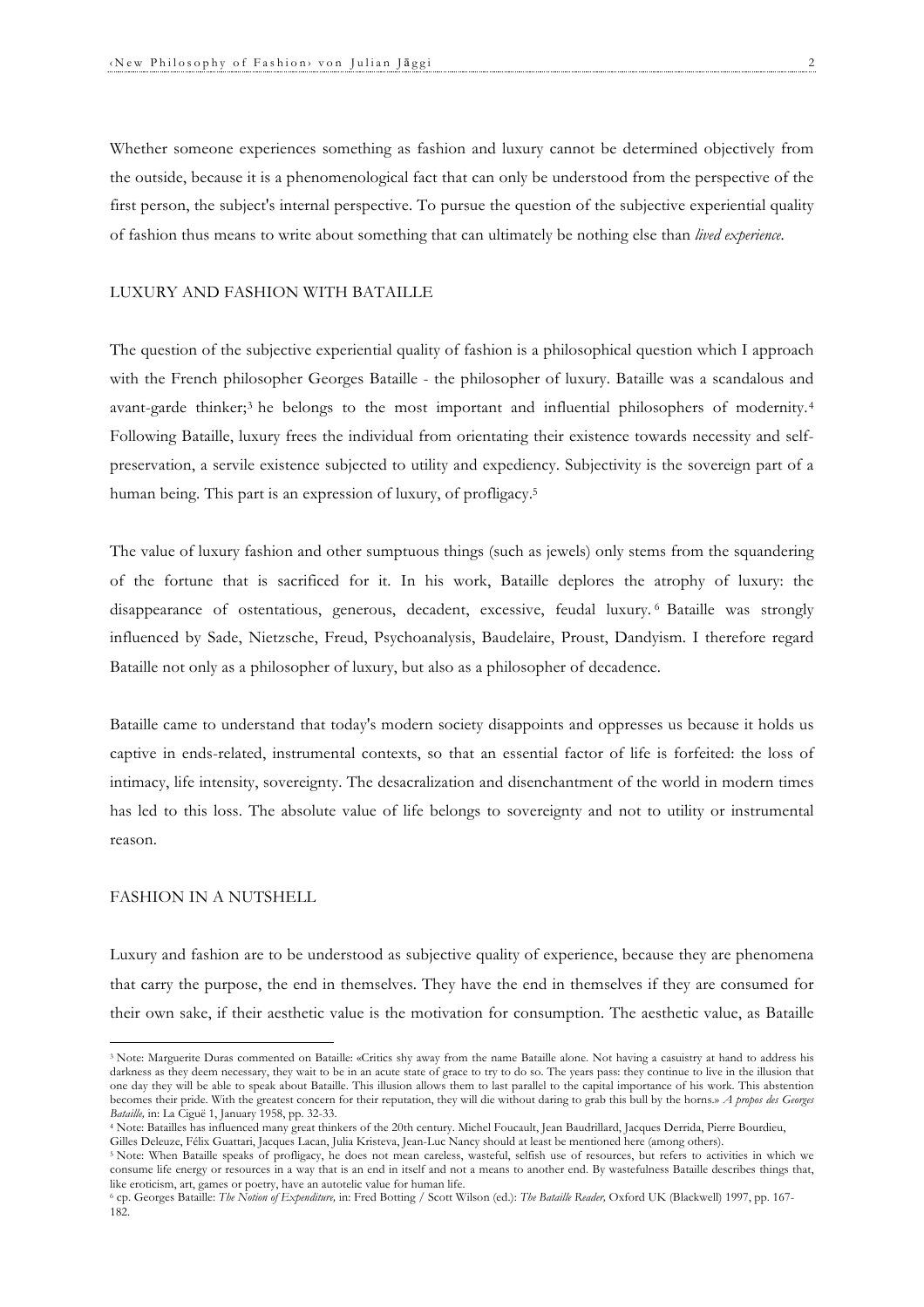Whether someone experiences something as fashion and luxury cannot be determined objectively from the outside, because it is a phenomenological fact that can only be understood from the perspective of the first person, the subject's internal perspective. To pursue the question of the subjective experiential quality of fashion thus means to write about something that can ultimately be nothing else than *lived experience*.

## LUXURY AND FASHION WITH BATAILLE

The question of the subjective experiential quality of fashion is a philosophical question which I approach with the French philosopher Georges Bataille - the philosopher of luxury. Bataille was a scandalous and avant-garde thinker;[3] he belongs to the most important and influential philosophers of modernity.[4] Following Bataille, luxury frees the individual from orientating their existence towards necessity and self-preservation, a servile existence subjected to utility and expediency. Subjectivity is the sovereign part of a human being. This part is an expression of luxury, of profligacy.[5]

The value of luxury fashion and other sumptuous things (such as jewels) only stems from the squandering of the fortune that is sacrificed for it. In his work, Bataille deplores the atrophy of luxury: the disappearance of ostentatious, generous, decadent, excessive, feudal luxury.[6] Bataille was strongly influenced by Sade, Nietzsche, Freud, Psychoanalysis, Baudelaire, Proust, Dandyism. I therefore regard Bataille not only as a philosopher of luxury, but also as a philosopher of decadence.

Bataille came to understand that today's modern society disappoints and oppresses us because it holds us captive in ends-related, instrumental contexts, so that an essential factor of life is forfeited: the loss of intimacy, life intensity, sovereignty. The desacralization and disenchantment of the world in modern times has led to this loss. The absolute value of life belongs to sovereignty and not to utility or instrumental reason.

## FASHION IN A NUTSHELL

Luxury and fashion are to be understood as subjective quality of experience, because they are phenomena that carry the purpose, the end in themselves. They have the end in themselves if they are consumed for their own sake, if their aesthetic value is the motivation for consumption. The aesthetic value, as Bataille

---

[3] Note: Marguerite Duras commented on Bataille: «Critics shy away from the name Bataille alone. Not having a casuistry at hand to address his darkness as they deem necessary, they wait to be in an acute state of grace to try to do so. The years pass: they continue to live in the illusion that one day they will be able to speak about Bataille. This illusion allows them to last parallel to the capital importance of his work. This abstention becomes their pride. With the greatest concern for their reputation, they will die without daring to grab this bull by the horns.» *A propos des Georges Bataille,* in: La Ciguë 1, January 1958, pp. 32-33.

[4] Note: Batailles has influenced many great thinkers of the 20th century. Michel Foucault, Jean Baudrillard, Jacques Derrida, Pierre Bourdieu, Gilles Deleuze, Félix Guattari, Jacques Lacan, Julia Kristeva, Jean-Luc Nancy should at least be mentioned here (among others).

[5] Note: When Bataille speaks of profligacy, he does not mean careless, wasteful, selfish use of resources, but refers to activities in which we consume life energy or resources in a way that is an end in itself and not a means to another end. By wastefulness Bataille describes things that, like eroticism, art, games or poetry, have an autotelic value for human life.

[6] cp. Georges Bataille: *The Notion of Expenditure,* in: Fred Botting / Scott Wilson (ed.): *The Bataille Reader,* Oxford UK (Blackwell) 1997, pp. 167-182.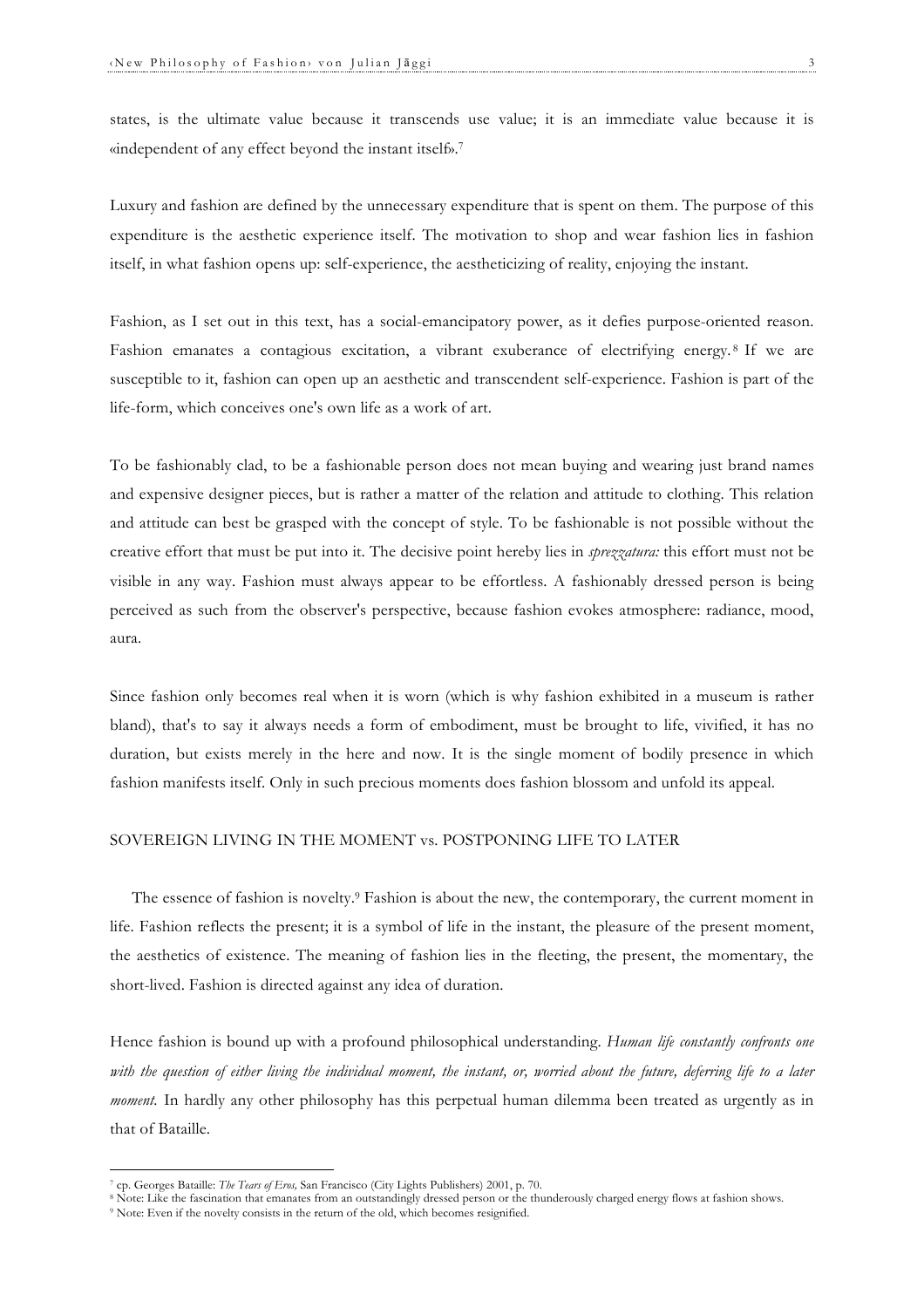states, is the ultimate value because it transcends use value; it is an immediate value because it is «independent of any effect beyond the instant itself».[7]

Luxury and fashion are defined by the unnecessary expenditure that is spent on them. The purpose of this expenditure is the aesthetic experience itself. The motivation to shop and wear fashion lies in fashion itself, in what fashion opens up: self-experience, the aestheticizing of reality, enjoying the instant.

Fashion, as I set out in this text, has a social-emancipatory power, as it defies purpose-oriented reason. Fashion emanates a contagious excitation, a vibrant exuberance of electrifying energy.[8] If we are susceptible to it, fashion can open up an aesthetic and transcendent self-experience. Fashion is part of the life-form, which conceives one's own life as a work of art.

To be fashionably clad, to be a fashionable person does not mean buying and wearing just brand names and expensive designer pieces, but is rather a matter of the relation and attitude to clothing. This relation and attitude can best be grasped with the concept of style. To be fashionable is not possible without the creative effort that must be put into it. The decisive point hereby lies in *sprezzatura:* this effort must not be visible in any way. Fashion must always appear to be effortless. A fashionably dressed person is being perceived as such from the observer's perspective, because fashion evokes atmosphere: radiance, mood, aura.

Since fashion only becomes real when it is worn (which is why fashion exhibited in a museum is rather bland), that's to say it always needs a form of embodiment, must be brought to life, vivified, it has no duration, but exists merely in the here and now. It is the single moment of bodily presence in which fashion manifests itself. Only in such precious moments does fashion blossom and unfold its appeal.

## SOVEREIGN LIVING IN THE MOMENT vs. POSTPONING LIFE TO LATER

The essence of fashion is novelty.[9] Fashion is about the new, the contemporary, the current moment in life. Fashion reflects the present; it is a symbol of life in the instant, the pleasure of the present moment, the aesthetics of existence. The meaning of fashion lies in the fleeting, the present, the momentary, the short-lived. Fashion is directed against any idea of duration.

Hence fashion is bound up with a profound philosophical understanding. *Human life constantly confronts one with the question of either living the individual moment, the instant, or, worried about the future, deferring life to a later moment.* In hardly any other philosophy has this perpetual human dilemma been treated as urgently as in that of Bataille.

---

[7] cp. Georges Bataille: *The Tears of Eros,* San Francisco (City Lights Publishers) 2001, p. 70.

[8] Note: Like the fascination that emanates from an outstandingly dressed person or the thunderously charged energy flows at fashion shows.

[9] Note: Even if the novelty consists in the return of the old, which becomes resignified.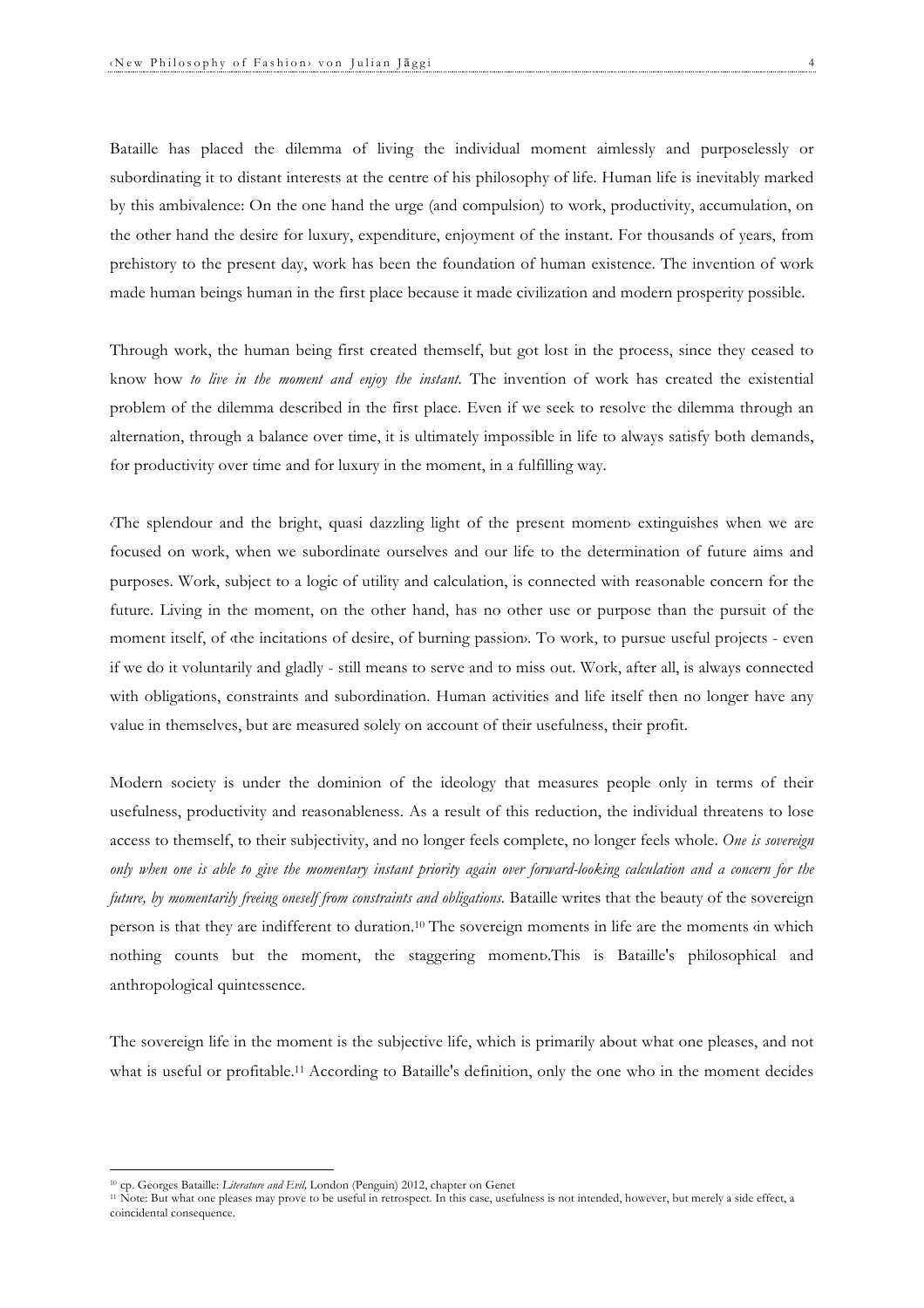Bataille has placed the dilemma of living the individual moment aimlessly and purposelessly or subordinating it to distant interests at the centre of his philosophy of life. Human life is inevitably marked by this ambivalence: On the one hand the urge (and compulsion) to work, productivity, accumulation, on the other hand the desire for luxury, expenditure, enjoyment of the instant. For thousands of years, from prehistory to the present day, work has been the foundation of human existence. The invention of work made human beings human in the first place because it made civilization and modern prosperity possible.

Through work, the human being first created themself, but got lost in the process, since they ceased to know how *to live in the moment and enjoy the instant.* The invention of work has created the existential problem of the dilemma described in the first place. Even if we seek to resolve the dilemma through an alternation, through a balance over time, it is ultimately impossible in life to always satisfy both demands, for productivity over time and for luxury in the moment, in a fulfilling way.

‹The splendour and the bright, quasi dazzling light of the present moment› extinguishes when we are focused on work, when we subordinate ourselves and our life to the determination of future aims and purposes. Work, subject to a logic of utility and calculation, is connected with reasonable concern for the future. Living in the moment, on the other hand, has no other use or purpose than the pursuit of the moment itself, of ‹the incitations of desire, of burning passion›. To work, to pursue useful projects - even if we do it voluntarily and gladly - still means to serve and to miss out. Work, after all, is always connected with obligations, constraints and subordination. Human activities and life itself then no longer have any value in themselves, but are measured solely on account of their usefulness, their profit.

Modern society is under the dominion of the ideology that measures people only in terms of their usefulness, productivity and reasonableness. As a result of this reduction, the individual threatens to lose access to themself, to their subjectivity, and no longer feels complete, no longer feels whole. *One is sovereign only when one is able to give the momentary instant priority again over forward-looking calculation and a concern for the future, by momentarily freeing oneself from constraints and obligations.* Bataille writes that the beauty of the sovereign person is that they are indifferent to duration.[10] The sovereign moments in life are the moments ‹in which nothing counts but the moment, the staggering moment›.This is Bataille's philosophical and anthropological quintessence.

The sovereign life in the moment is the subjective life, which is primarily about what one pleases, and not what is useful or profitable.[11] According to Bataille's definition, only the one who in the moment decides

---

[10] cp. Georges Bataille: *Literature and Evil,* London (Penguin) 2012, chapter on Genet

[11] Note: But what one pleases may prove to be useful in retrospect. In this case, usefulness is not intended, however, but merely a side effect, a coincidental consequence.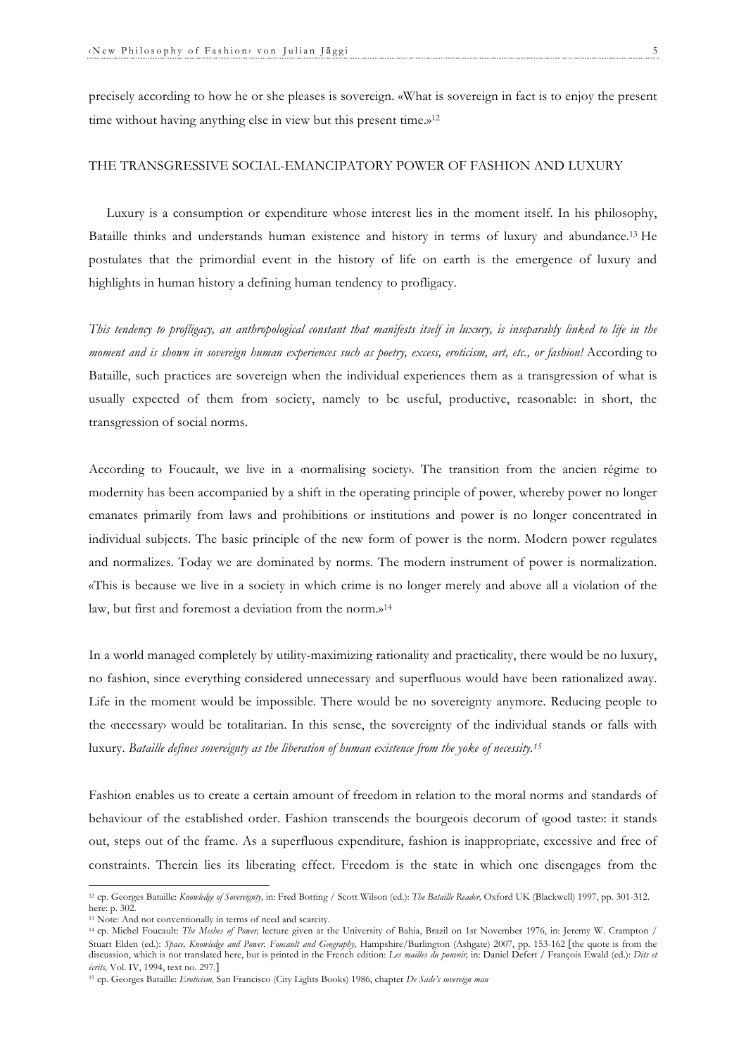precisely according to how he or she pleases is sovereign. «What is sovereign in fact is to enjoy the present time without having anything else in view but this present time.»[12]

## THE TRANSGRESSIVE SOCIAL-EMANCIPATORY POWER OF FASHION AND LUXURY

Luxury is a consumption or expenditure whose interest lies in the moment itself. In his philosophy, Bataille thinks and understands human existence and history in terms of luxury and abundance.[13] He postulates that the primordial event in the history of life on earth is the emergence of luxury and highlights in human history a defining human tendency to profligacy.

*This tendency to profligacy, an anthropological constant that manifests itself in luxury, is inseparably linked to life in the moment and is shown in sovereign human experiences such as poetry, excess, eroticism, art, etc., or fashion!* According to Bataille, such practices are sovereign when the individual experiences them as a transgression of what is usually expected of them from society, namely to be useful, productive, reasonable: in short, the transgression of social norms.

According to Foucault, we live in a ‹normalising society›. The transition from the ancien régime to modernity has been accompanied by a shift in the operating principle of power, whereby power no longer emanates primarily from laws and prohibitions or institutions and power is no longer concentrated in individual subjects. The basic principle of the new form of power is the norm. Modern power regulates and normalizes. Today we are dominated by norms. The modern instrument of power is normalization. «This is because we live in a society in which crime is no longer merely and above all a violation of the law, but first and foremost a deviation from the norm.»[14]

In a world managed completely by utility-maximizing rationality and practicality, there would be no luxury, no fashion, since everything considered unnecessary and superfluous would have been rationalized away. Life in the moment would be impossible. There would be no sovereignty anymore. Reducing people to the ‹necessary› would be totalitarian. In this sense, the sovereignty of the individual stands or falls with luxury. *Bataille defines sovereignty as the liberation of human existence from the yoke of necessity.*[15]

Fashion enables us to create a certain amount of freedom in relation to the moral norms and standards of behaviour of the established order. Fashion transcends the bourgeois decorum of ‹good taste›: it stands out, steps out of the frame. As a superfluous expenditure, fashion is inappropriate, excessive and free of constraints. Therein lies its liberating effect. Freedom is the state in which one disengages from the

---

[12] cp. Georges Bataille: *Knowledge of Sovereignty,* in: Fred Botting / Scott Wilson (ed.): *The Bataille Reader,* Oxford UK (Blackwell) 1997, pp. 301-312. here: p. 302.

[13] Note: And not conventionally in terms of need and scarcity.

[14] cp. Michel Foucault: *The Meshes of Power,* lecture given at the University of Bahia, Brazil on 1st November 1976, in: Jeremy W. Crampton / Stuart Elden (ed.): *Space, Knowledge and Power. Foucault and Geography,* Hampshire/Burlington (Ashgate) 2007, pp. 153-162 [the quote is from the discussion, which is not translated here, but is printed in the French edition: *Les mailles du pouvoir,* in: Daniel Defert / François Ewald (ed.): *Dits et écrits,* Vol. IV, 1994, text no. 297.]

[15] cp. Georges Bataille: *Eroticism,* San Francisco (City Lights Books) 1986, chapter *De Sade's sovereign man*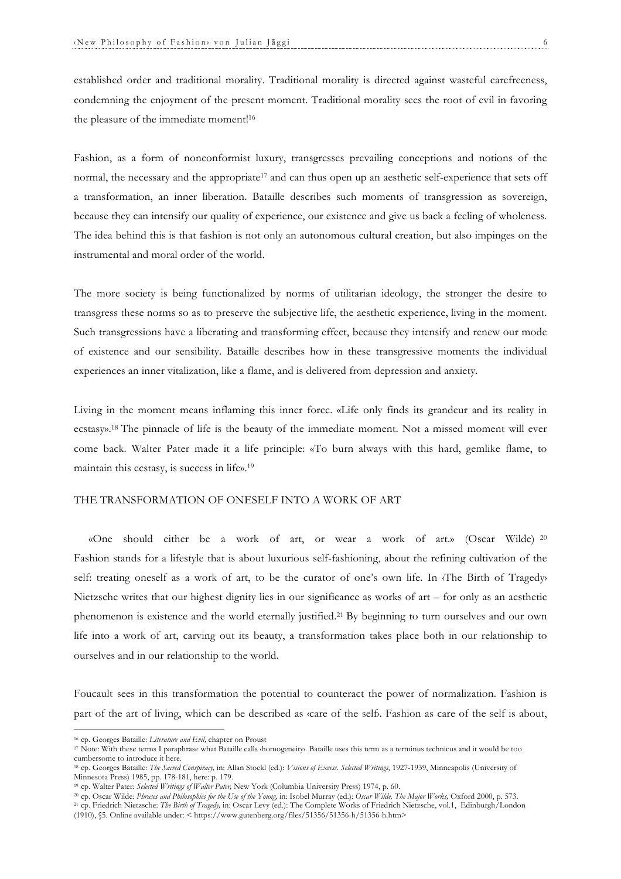established order and traditional morality. Traditional morality is directed against wasteful carefreeness, condemning the enjoyment of the present moment. Traditional morality sees the root of evil in favoring the pleasure of the immediate moment![16]

Fashion, as a form of nonconformist luxury, transgresses prevailing conceptions and notions of the normal, the necessary and the appropriate[17] and can thus open up an aesthetic self-experience that sets off a transformation, an inner liberation. Bataille describes such moments of transgression as sovereign, because they can intensify our quality of experience, our existence and give us back a feeling of wholeness. The idea behind this is that fashion is not only an autonomous cultural creation, but also impinges on the instrumental and moral order of the world.

The more society is being functionalized by norms of utilitarian ideology, the stronger the desire to transgress these norms so as to preserve the subjective life, the aesthetic experience, living in the moment. Such transgressions have a liberating and transforming effect, because they intensify and renew our mode of existence and our sensibility. Bataille describes how in these transgressive moments the individual experiences an inner vitalization, like a flame, and is delivered from depression and anxiety.

Living in the moment means inflaming this inner force. «Life only finds its grandeur and its reality in ecstasy».[18] The pinnacle of life is the beauty of the immediate moment. Not a missed moment will ever come back. Walter Pater made it a life principle: «To burn always with this hard, gemlike flame, to maintain this ecstasy, is success in life».[19]

## THE TRANSFORMATION OF ONESELF INTO A WORK OF ART

«One should either be a work of art, or wear a work of art.» (Oscar Wilde) [20] Fashion stands for a lifestyle that is about luxurious self-fashioning, about the refining cultivation of the self: treating oneself as a work of art, to be the curator of one's own life. In ‹The Birth of Tragedy› Nietzsche writes that our highest dignity lies in our significance as works of art – for only as an aesthetic phenomenon is existence and the world eternally justified.[21] By beginning to turn ourselves and our own life into a work of art, carving out its beauty, a transformation takes place both in our relationship to ourselves and in our relationship to the world.

Foucault sees in this transformation the potential to counteract the power of normalization. Fashion is part of the art of living, which can be described as «care of the self». Fashion as care of the self is about,

---

[16] cp. Georges Bataille: *Literature and Evil,* chapter on Proust

[17] Note: With these terms I paraphrase what Bataille calls ‹homogeneity›. Bataille uses this term as a terminus technicus and it would be too cumbersome to introduce it here.

[18] cp. Georges Bataille: *The Sacred Conspiracy,* in: Allan Stoekl (ed.): *Visions of Excess. Selected Writings*, 1927-1939, Minneapolis (University of Minnesota Press) 1985, pp. 178-181, here: p. 179.

[19] cp. Walter Pater: *Selected Writings of Walter Pater,* New York (Columbia University Press) 1974, p. 60.

[20] cp. Oscar Wilde: *Phrases and Philosophies for the Use of the Young,* in: Isobel Murray (ed.): *Oscar Wilde. The Major Works,* Oxford 2000, p. 573.

[21] cp. Friedrich Nietzsche: *The Birth of Tragedy,* in: Oscar Levy (ed.): The Complete Works of Friedrich Nietzsche, vol.1, Edinburgh/London (1910), §5. Online available under: < https://www.gutenberg.org/files/51356/51356-h/51356-h.htm>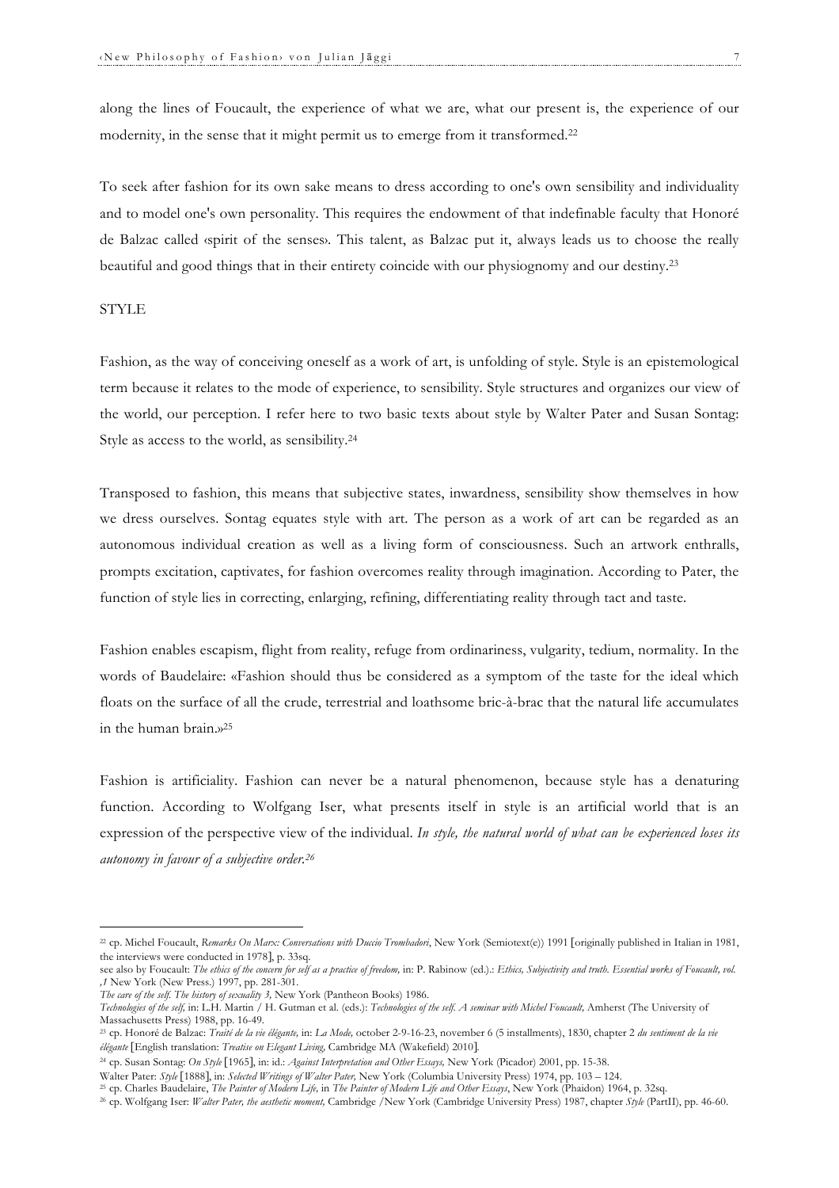along the lines of Foucault, the experience of what we are, what our present is, the experience of our modernity, in the sense that it might permit us to emerge from it transformed.[22]

To seek after fashion for its own sake means to dress according to one's own sensibility and individuality and to model one's own personality. This requires the endowment of that indefinable faculty that Honoré de Balzac called ‹spirit of the senses›. This talent, as Balzac put it, always leads us to choose the really beautiful and good things that in their entirety coincide with our physiognomy and our destiny.[23]

## STYLE

Fashion, as the way of conceiving oneself as a work of art, is unfolding of style. Style is an epistemological term because it relates to the mode of experience, to sensibility. Style structures and organizes our view of the world, our perception. I refer here to two basic texts about style by Walter Pater and Susan Sontag: Style as access to the world, as sensibility.[24]

Transposed to fashion, this means that subjective states, inwardness, sensibility show themselves in how we dress ourselves. Sontag equates style with art. The person as a work of art can be regarded as an autonomous individual creation as well as a living form of consciousness. Such an artwork enthralls, prompts excitation, captivates, for fashion overcomes reality through imagination. According to Pater, the function of style lies in correcting, enlarging, refining, differentiating reality through tact and taste.

Fashion enables escapism, flight from reality, refuge from ordinariness, vulgarity, tedium, normality. In the words of Baudelaire: «Fashion should thus be considered as a symptom of the taste for the ideal which floats on the surface of all the crude, terrestrial and loathsome bric-à-brac that the natural life accumulates in the human brain.»[25]

Fashion is artificiality. Fashion can never be a natural phenomenon, because style has a denaturing function. According to Wolfgang Iser, what presents itself in style is an artificial world that is an expression of the perspective view of the individual. *In style, the natural world of what can be experienced loses its autonomy in favour of a subjective order.*[26]

---

[22] cp. Michel Foucault, *Remarks On Marx: Conversations with Duccio Trombadori*, New York (Semiotext(e)) 1991 [originally published in Italian in 1981, the interviews were conducted in 1978], p. 33sq.
see also by Foucault: *The ethics of the concern for self as a practice of freedom,* in: P. Rabinow (ed.).: *Ethics, Subjectivity and truth. Essential works of Foucault, vol. ,1* New York (New Press.) 1997, pp. 281-301.
*The care of the self. The history of sexuality 3,* New York (Pantheon Books) 1986.
*Technologies of the self,* in: L.H. Martin / H. Gutman et al. (eds.): *Technologies of the self. A seminar with Michel Foucault,* Amherst (The University of Massachusetts Press) 1988, pp. 16-49.

[23] cp. Honoré de Balzac: *Traité de la vie élégante,* in: *La Mode,* october 2-9-16-23, november 6 (5 installments), 1830, chapter 2 *du sentiment de la vie élégante* [English translation: *Treatise on Elegant Living,* Cambridge MA (Wakefield) 2010].

[24] cp. Susan Sontag: *On Style* [1965], in: id.: *Against Interpretation and Other Essays,* New York (Picador) 2001, pp. 15-38.
Walter Pater: *Style* [1888], in: *Selected Writings of Walter Pater,* New York (Columbia University Press) 1974, pp. 103 – 124.

[25] cp. Charles Baudelaire, *The Painter of Modern Life,* in *The Painter of Modern Life and Other Essays*, New York (Phaidon) 1964, p. 32sq.

[26] cp. Wolfgang Iser: *Walter Pater, the aesthetic moment,* Cambridge /New York (Cambridge University Press) 1987, chapter *Style* (PartII), pp. 46-60.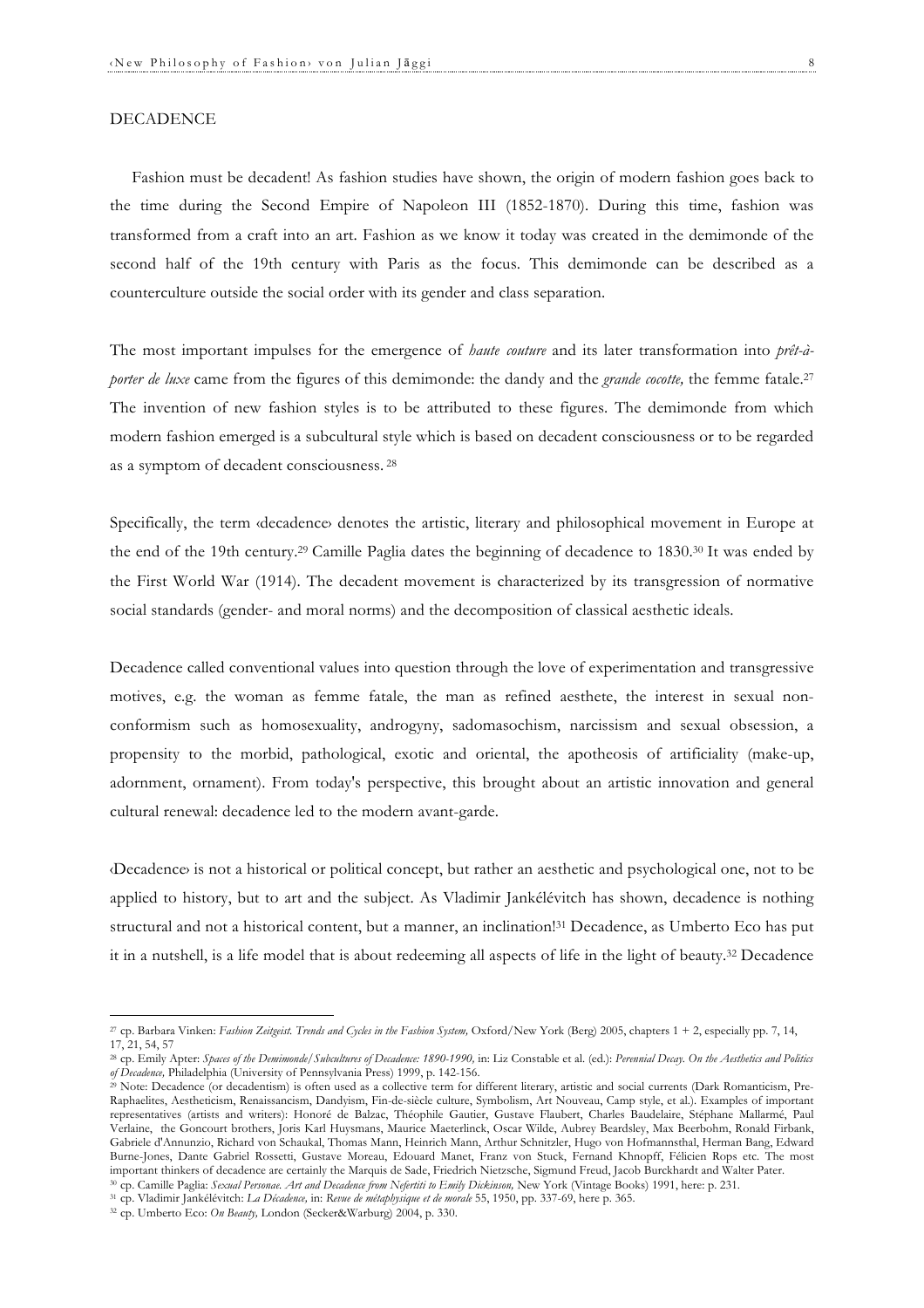## DECADENCE

Fashion must be decadent! As fashion studies have shown, the origin of modern fashion goes back to the time during the Second Empire of Napoleon III (1852-1870). During this time, fashion was transformed from a craft into an art. Fashion as we know it today was created in the demimonde of the second half of the 19th century with Paris as the focus. This demimonde can be described as a counterculture outside the social order with its gender and class separation.

The most important impulses for the emergence of *haute couture* and its later transformation into *prêt-à-porter de luxe* came from the figures of this demimonde: the dandy and the *grande cocotte,* the femme fatale.[27] The invention of new fashion styles is to be attributed to these figures. The demimonde from which modern fashion emerged is a subcultural style which is based on decadent consciousness or to be regarded as a symptom of decadent consciousness. [28]

Specifically, the term ‹decadence› denotes the artistic, literary and philosophical movement in Europe at the end of the 19th century.[29] Camille Paglia dates the beginning of decadence to 1830.[30] It was ended by the First World War (1914). The decadent movement is characterized by its transgression of normative social standards (gender- and moral norms) and the decomposition of classical aesthetic ideals.

Decadence called conventional values into question through the love of experimentation and transgressive motives, e.g. the woman as femme fatale, the man as refined aesthete, the interest in sexual non-conformism such as homosexuality, androgyny, sadomasochism, narcissism and sexual obsession, a propensity to the morbid, pathological, exotic and oriental, the apotheosis of artificiality (make-up, adornment, ornament). From today's perspective, this brought about an artistic innovation and general cultural renewal: decadence led to the modern avant-garde.

‹Decadence› is not a historical or political concept, but rather an aesthetic and psychological one, not to be applied to history, but to art and the subject. As Vladimir Jankélévitch has shown, decadence is nothing structural and not a historical content, but a manner, an inclination![31] Decadence, as Umberto Eco has put it in a nutshell, is a life model that is about redeeming all aspects of life in the light of beauty.[32] Decadence

---

[27] cp. Barbara Vinken: *Fashion Zeitgeist. Trends and Cycles in the Fashion System,* Oxford/New York (Berg) 2005, chapters 1 + 2, especially pp. 7, 14, 17, 21, 54, 57

[28] cp. Emily Apter: *Spaces of the Demimonde/Subcultures of Decadence: 1890-1990,* in: Liz Constable et al. (ed.): *Perennial Decay. On the Aesthetics and Politics of Decadence,* Philadelphia (University of Pennsylvania Press) 1999, p. 142-156.

[29] Note: Decadence (or decadentism) is often used as a collective term for different literary, artistic and social currents (Dark Romanticism, Pre-Raphaelites, Aestheticism, Renaissancism, Dandyism, Fin-de-siècle culture, Symbolism, Art Nouveau, Camp style, et al.). Examples of important representatives (artists and writers): Honoré de Balzac, Théophile Gautier, Gustave Flaubert, Charles Baudelaire, Stéphane Mallarmé, Paul Verlaine, the Goncourt brothers, Joris Karl Huysmans, Maurice Maeterlinck, Oscar Wilde, Aubrey Beardsley, Max Beerbohm, Ronald Firbank, Gabriele d'Annunzio, Richard von Schaukal, Thomas Mann, Heinrich Mann, Arthur Schnitzler, Hugo von Hofmannsthal, Herman Bang, Edward Burne-Jones, Dante Gabriel Rossetti, Gustave Moreau, Edouard Manet, Franz von Stuck, Fernand Khnopff, Félicien Rops etc. The most important thinkers of decadence are certainly the Marquis de Sade, Friedrich Nietzsche, Sigmund Freud, Jacob Burckhardt and Walter Pater.

[30] cp. Camille Paglia: *Sexual Personae. Art and Decadence from Nefertiti to Emily Dickinson,* New York (Vintage Books) 1991, here: p. 231.

[31] cp. Vladimir Jankélévitch: *La Décadence,* in: *Revue de métaphysique et de morale* 55, 1950, pp. 337-69, here p. 365.

[32] cp. Umberto Eco: *On Beauty,* London (Secker&Warburg) 2004, p. 330.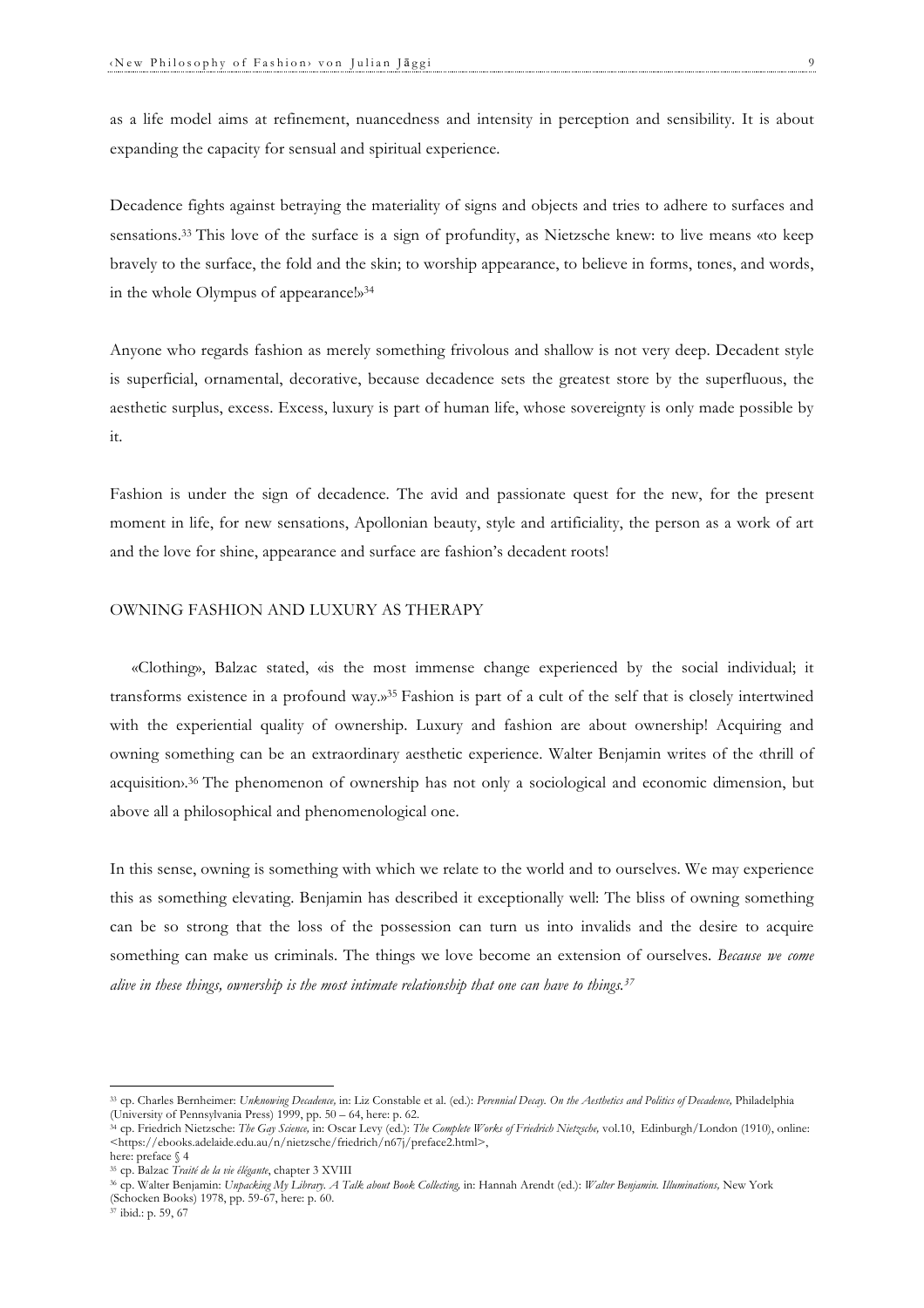as a life model aims at refinement, nuancedness and intensity in perception and sensibility. It is about expanding the capacity for sensual and spiritual experience.

Decadence fights against betraying the materiality of signs and objects and tries to adhere to surfaces and sensations.[33] This love of the surface is a sign of profundity, as Nietzsche knew: to live means «to keep bravely to the surface, the fold and the skin; to worship appearance, to believe in forms, tones, and words, in the whole Olympus of appearance!»[34]

Anyone who regards fashion as merely something frivolous and shallow is not very deep. Decadent style is superficial, ornamental, decorative, because decadence sets the greatest store by the superfluous, the aesthetic surplus, excess. Excess, luxury is part of human life, whose sovereignty is only made possible by it.

Fashion is under the sign of decadence. The avid and passionate quest for the new, for the present moment in life, for new sensations, Apollonian beauty, style and artificiality, the person as a work of art and the love for shine, appearance and surface are fashion's decadent roots!

## OWNING FASHION AND LUXURY AS THERAPY

«Clothing», Balzac stated, «is the most immense change experienced by the social individual; it transforms existence in a profound way.»[35] Fashion is part of a cult of the self that is closely intertwined with the experiential quality of ownership. Luxury and fashion are about ownership! Acquiring and owning something can be an extraordinary aesthetic experience. Walter Benjamin writes of the ‹thrill of acquisition›.[36] The phenomenon of ownership has not only a sociological and economic dimension, but above all a philosophical and phenomenological one.

In this sense, owning is something with which we relate to the world and to ourselves. We may experience this as something elevating. Benjamin has described it exceptionally well: The bliss of owning something can be so strong that the loss of the possession can turn us into invalids and the desire to acquire something can make us criminals. The things we love become an extension of ourselves. *Because we come alive in these things, ownership is the most intimate relationship that one can have to things.*[37]

---

[33] cp. Charles Bernheimer: *Unknowing Decadence,* in: Liz Constable et al. (ed.): *Perennial Decay. On the Aesthetics and Politics of Decadence,* Philadelphia (University of Pennsylvania Press) 1999, pp. 50 – 64, here: p. 62.

[34] cp. Friedrich Nietzsche: *The Gay Science,* in: Oscar Levy (ed.): *The Complete Works of Friedrich Nietzsche,* vol.10, Edinburgh/London (1910), online: <https://ebooks.adelaide.edu.au/n/nietzsche/friedrich/n67j/preface2.html>, here: preface § 4

[35] cp. Balzac *Traité de la vie élégante*, chapter 3 XVIII

[36] cp. Walter Benjamin: *Unpacking My Library. A Talk about Book Collecting,* in: Hannah Arendt (ed.): *Walter Benjamin. Illuminations,* New York (Schocken Books) 1978, pp. 59-67, here: p. 60.

[37] ibid.: p. 59, 67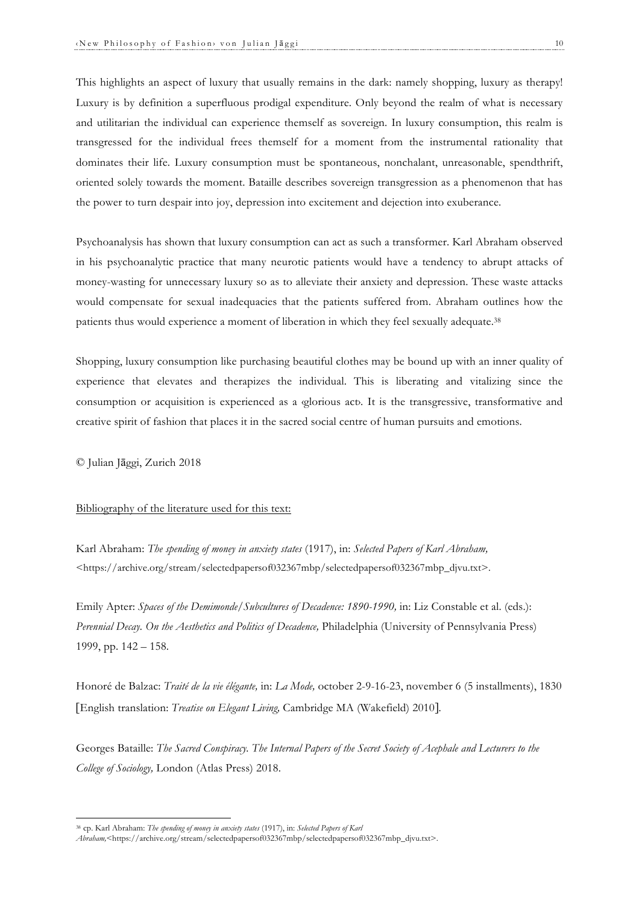This highlights an aspect of luxury that usually remains in the dark: namely shopping, luxury as therapy! Luxury is by definition a superfluous prodigal expenditure. Only beyond the realm of what is necessary and utilitarian the individual can experience themself as sovereign. In luxury consumption, this realm is transgressed for the individual frees themself for a moment from the instrumental rationality that dominates their life. Luxury consumption must be spontaneous, nonchalant, unreasonable, spendthrift, oriented solely towards the moment. Bataille describes sovereign transgression as a phenomenon that has the power to turn despair into joy, depression into excitement and dejection into exuberance.

Psychoanalysis has shown that luxury consumption can act as such a transformer. Karl Abraham observed in his psychoanalytic practice that many neurotic patients would have a tendency to abrupt attacks of money-wasting for unnecessary luxury so as to alleviate their anxiety and depression. These waste attacks would compensate for sexual inadequacies that the patients suffered from. Abraham outlines how the patients thus would experience a moment of liberation in which they feel sexually adequate.[38]

Shopping, luxury consumption like purchasing beautiful clothes may be bound up with an inner quality of experience that elevates and therapizes the individual. This is liberating and vitalizing since the consumption or acquisition is experienced as a ‹glorious act›. It is the transgressive, transformative and creative spirit of fashion that places it in the sacred social centre of human pursuits and emotions.

© Julian Jāggi, Zurich 2018

Bibliography of the literature used for this text:

Karl Abraham: *The spending of money in anxiety states* (1917), in: *Selected Papers of Karl Abraham,* <https://archive.org/stream/selectedpapersof032367mbp/selectedpapersof032367mbp_djvu.txt>.

Emily Apter: *Spaces of the Demimonde/Subcultures of Decadence: 1890-1990,* in: Liz Constable et al. (eds.): *Perennial Decay. On the Aesthetics and Politics of Decadence,* Philadelphia (University of Pennsylvania Press) 1999, pp. 142 – 158.

Honoré de Balzac: *Traité de la vie élégante,* in: *La Mode,* october 2-9-16-23, november 6 (5 installments), 1830 [English translation: *Treatise on Elegant Living,* Cambridge MA (Wakefield) 2010].

Georges Bataille: *The Sacred Conspiracy. The Internal Papers of the Secret Society of Acephale and Lecturers to the College of Sociology,* London (Atlas Press) 2018.

---

[38] cp. Karl Abraham: *The spending of money in anxiety states* (1917), in: *Selected Papers of Karl Abraham,*<https://archive.org/stream/selectedpapersof032367mbp/selectedpapersof032367mbp_djvu.txt>.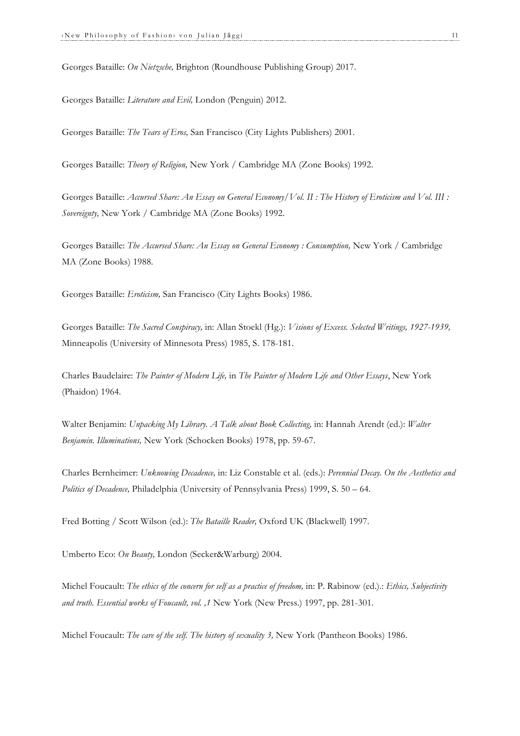Georges Bataille: *On Nietzsche,* Brighton (Roundhouse Publishing Group) 2017.

Georges Bataille: *Literature and Evil,* London (Penguin) 2012.

Georges Bataille: *The Tears of Eros,* San Francisco (City Lights Publishers) 2001.

Georges Bataille: *Theory of Religion,* New York / Cambridge MA (Zone Books) 1992.

Georges Bataille: *Accursed Share: An Essay on General Economy/Vol. II : The History of Eroticism and Vol. III : Sovereignty,* New York / Cambridge MA (Zone Books) 1992.

Georges Bataille: *The Accursed Share: An Essay on General Economy : Consumption,* New York / Cambridge MA (Zone Books) 1988.

Georges Bataille: *Eroticism,* San Francisco (City Lights Books) 1986.

Georges Bataille: *The Sacred Conspiracy,* in: Allan Stoekl (Hg.): *Visions of Excess. Selected Writings, 1927-1939,* Minneapolis (University of Minnesota Press) 1985, S. 178-181.

Charles Baudelaire: *The Painter of Modern Life,* in *The Painter of Modern Life and Other Essays*, New York (Phaidon) 1964.

Walter Benjamin: *Unpacking My Library. A Talk about Book Collecting,* in: Hannah Arendt (ed.): *Walter Benjamin. Illuminations,* New York (Schocken Books) 1978, pp. 59-67.

Charles Bernheimer: *Unknowing Decadence,* in: Liz Constable et al. (eds.): *Perennial Decay. On the Aesthetics and Politics of Decadence,* Philadelphia (University of Pennsylvania Press) 1999, S. 50 – 64.

Fred Botting / Scott Wilson (ed.): *The Bataille Reader,* Oxford UK (Blackwell) 1997.

Umberto Eco: *On Beauty,* London (Secker&Warburg) 2004.

Michel Foucault: *The ethics of the concern for self as a practice of freedom,* in: P. Rabinow (ed.).: *Ethics, Subjectivity and truth. Essential works of Foucault, vol. ,1* New York (New Press.) 1997, pp. 281-301.

Michel Foucault: *The care of the self. The history of sexuality 3,* New York (Pantheon Books) 1986.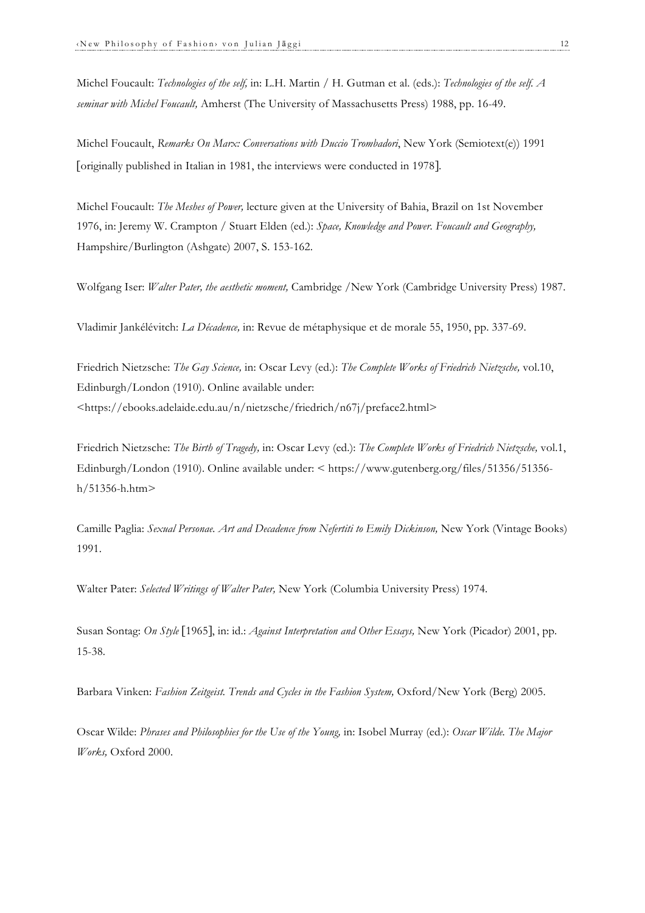Michel Foucault: *Technologies of the self,* in: L.H. Martin / H. Gutman et al. (eds.): *Technologies of the self. A seminar with Michel Foucault,* Amherst (The University of Massachusetts Press) 1988, pp. 16-49.

Michel Foucault, *Remarks On Marx: Conversations with Duccio Trombadori*, New York (Semiotext(e)) 1991 [originally published in Italian in 1981, the interviews were conducted in 1978].

Michel Foucault: *The Meshes of Power,* lecture given at the University of Bahia, Brazil on 1st November 1976, in: Jeremy W. Crampton / Stuart Elden (ed.): *Space, Knowledge and Power. Foucault and Geography,* Hampshire/Burlington (Ashgate) 2007, S. 153-162.

Wolfgang Iser: *Walter Pater, the aesthetic moment,* Cambridge /New York (Cambridge University Press) 1987.

Vladimir Jankélévitch: *La Décadence,* in: Revue de métaphysique et de morale 55, 1950, pp. 337-69.

Friedrich Nietzsche: *The Gay Science,* in: Oscar Levy (ed.): *The Complete Works of Friedrich Nietzsche,* vol.10, Edinburgh/London (1910). Online available under: <https://ebooks.adelaide.edu.au/n/nietzsche/friedrich/n67j/preface2.html>

Friedrich Nietzsche: *The Birth of Tragedy,* in: Oscar Levy (ed.): *The Complete Works of Friedrich Nietzsche,* vol.1, Edinburgh/London (1910). Online available under: < https://www.gutenberg.org/files/51356/51356-h/51356-h.htm>

Camille Paglia: *Sexual Personae. Art and Decadence from Nefertiti to Emily Dickinson,* New York (Vintage Books) 1991.

Walter Pater: *Selected Writings of Walter Pater,* New York (Columbia University Press) 1974.

Susan Sontag: *On Style* [1965], in: id.: *Against Interpretation and Other Essays,* New York (Picador) 2001, pp. 15-38.

Barbara Vinken: *Fashion Zeitgeist. Trends and Cycles in the Fashion System,* Oxford/New York (Berg) 2005.

Oscar Wilde: *Phrases and Philosophies for the Use of the Young,* in: Isobel Murray (ed.): *Oscar Wilde. The Major Works,* Oxford 2000.